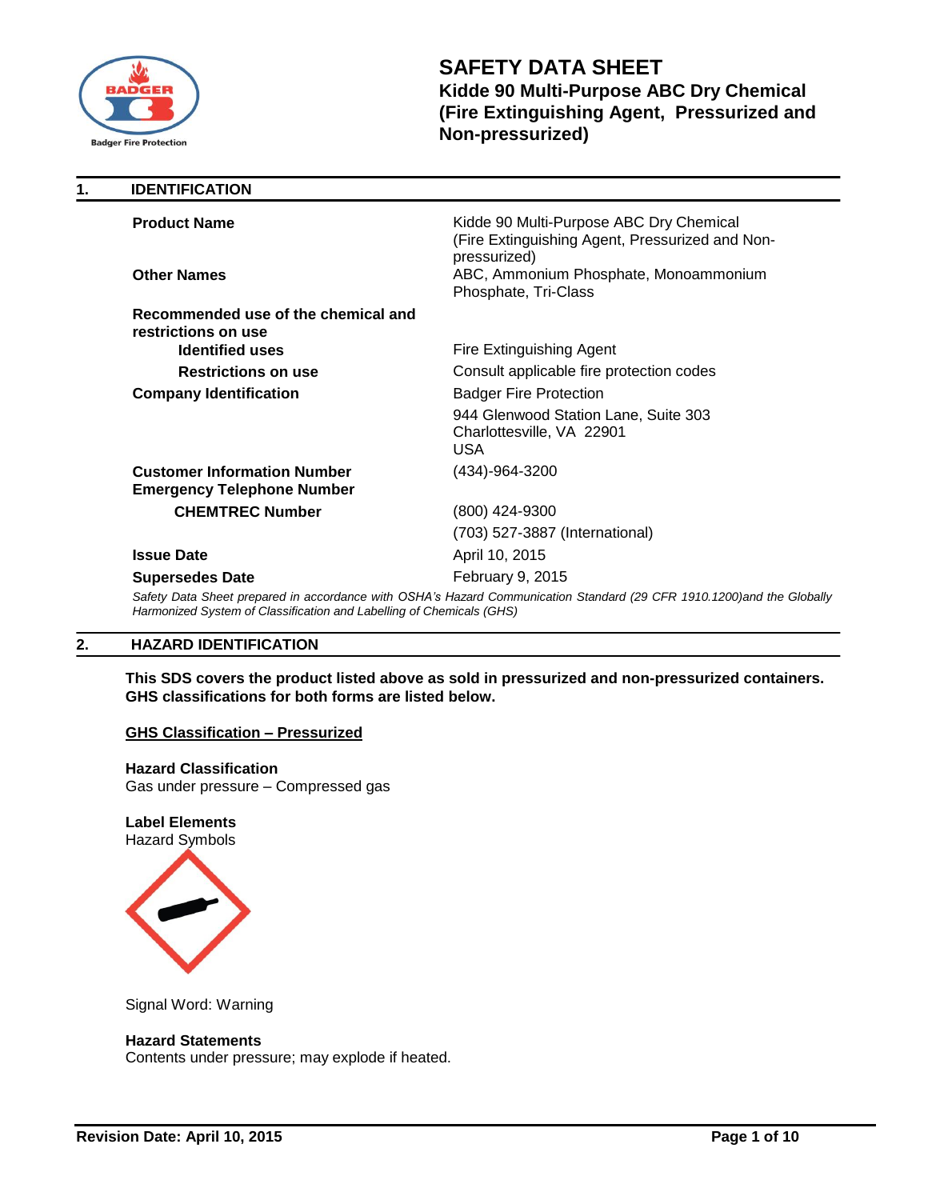# SAFETY DATA SHEET

## Kidde 90 Multi-Purpose ABC Dry Chemical (Fire Extinguishing Agent, Pressurized and Non-pressurized)

## 1. IDENTIFICATION

| | |
|---|---|
| **Product Name** | Kidde 90 Multi-Purpose ABC Dry Chemical (Fire Extinguishing Agent, Pressurized and Non-pressurized) |
| **Other Names** | ABC, Ammonium Phosphate, Monoammonium Phosphate, Tri-Class |
| **Recommended use of the chemical and restrictions on use** | |
| **Identified uses** | Fire Extinguishing Agent |
| **Restrictions on use** | Consult applicable fire protection codes |
| **Company Identification** | Badger Fire Protection<br>944 Glenwood Station Lane, Suite 303<br>Charlottesville, VA 22901<br>USA |
| **Customer Information Number**<br>**Emergency Telephone Number** | (434)-964-3200 |
| **CHEMTREC Number** | (800) 424-9300<br>(703) 527-3887 (International) |
| **Issue Date** | April 10, 2015 |
| **Supersedes Date** | February 9, 2015 |

*Safety Data Sheet prepared in accordance with OSHA's Hazard Communication Standard (29 CFR 1910.1200)and the Globally Harmonized System of Classification and Labelling of Chemicals (GHS)*

## 2. HAZARD IDENTIFICATION

**This SDS covers the product listed above as sold in pressurized and non-pressurized containers. GHS classifications for both forms are listed below.**

**GHS Classification – Pressurized**

**Hazard Classification**
Gas under pressure – Compressed gas

**Label Elements**
Hazard Symbols

Signal Word: Warning

**Hazard Statements**
Contents under pressure; may explode if heated.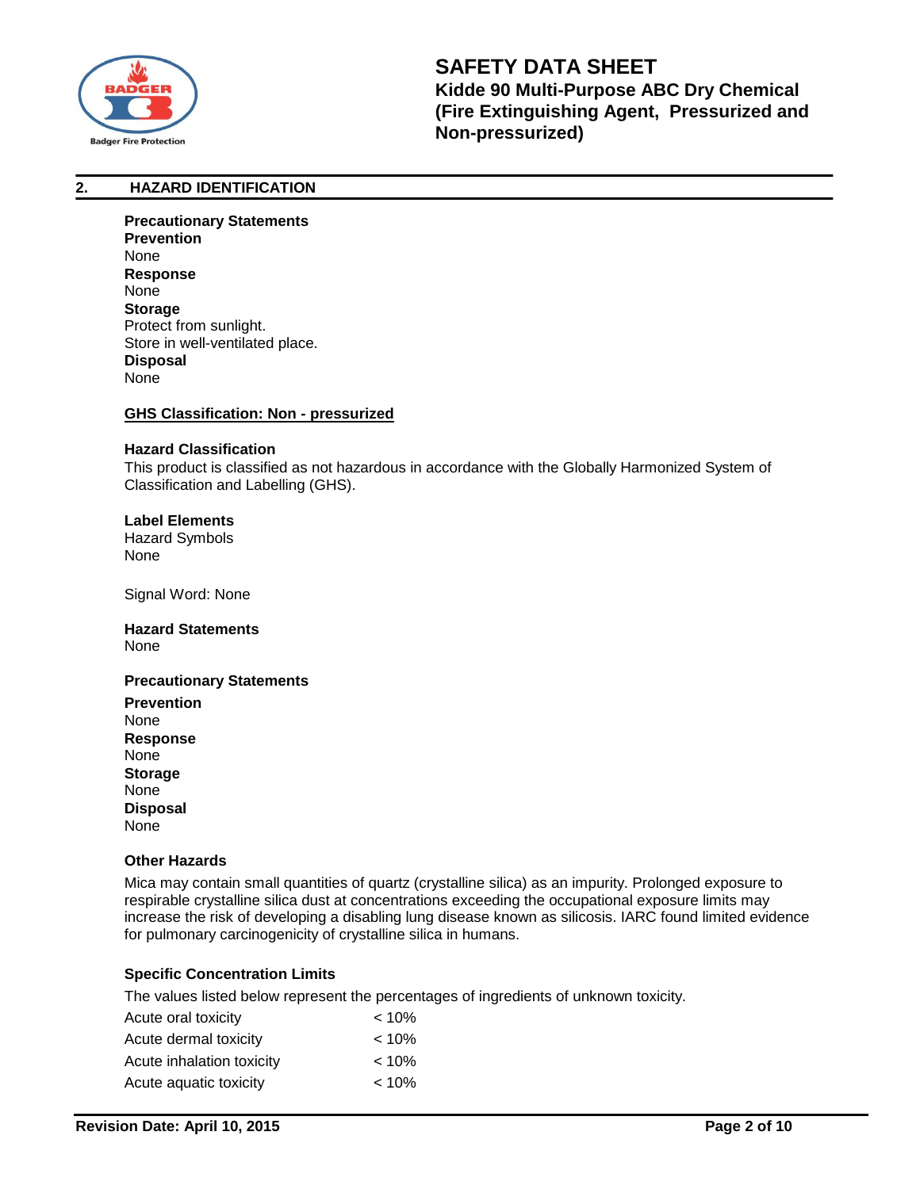## 2. HAZARD IDENTIFICATION

**Precautionary Statements**

**Prevention**
None

**Response**
None

**Storage**
Protect from sunlight.
Store in well-ventilated place.

**Disposal**
None

**GHS Classification: Non - pressurized**

**Hazard Classification**

This product is classified as not hazardous in accordance with the Globally Harmonized System of Classification and Labelling (GHS).

**Label Elements**

Hazard Symbols
None

Signal Word: None

**Hazard Statements**
None

**Precautionary Statements**

**Prevention**
None

**Response**
None

**Storage**
None

**Disposal**
None

**Other Hazards**

Mica may contain small quantities of quartz (crystalline silica) as an impurity. Prolonged exposure to respirable crystalline silica dust at concentrations exceeding the occupational exposure limits may increase the risk of developing a disabling lung disease known as silicosis. IARC found limited evidence for pulmonary carcinogenicity of crystalline silica in humans.

**Specific Concentration Limits**

The values listed below represent the percentages of ingredients of unknown toxicity.

| | |
|---|---|
| Acute oral toxicity | < 10% |
| Acute dermal toxicity | < 10% |
| Acute inhalation toxicity | < 10% |
| Acute aquatic toxicity | < 10% |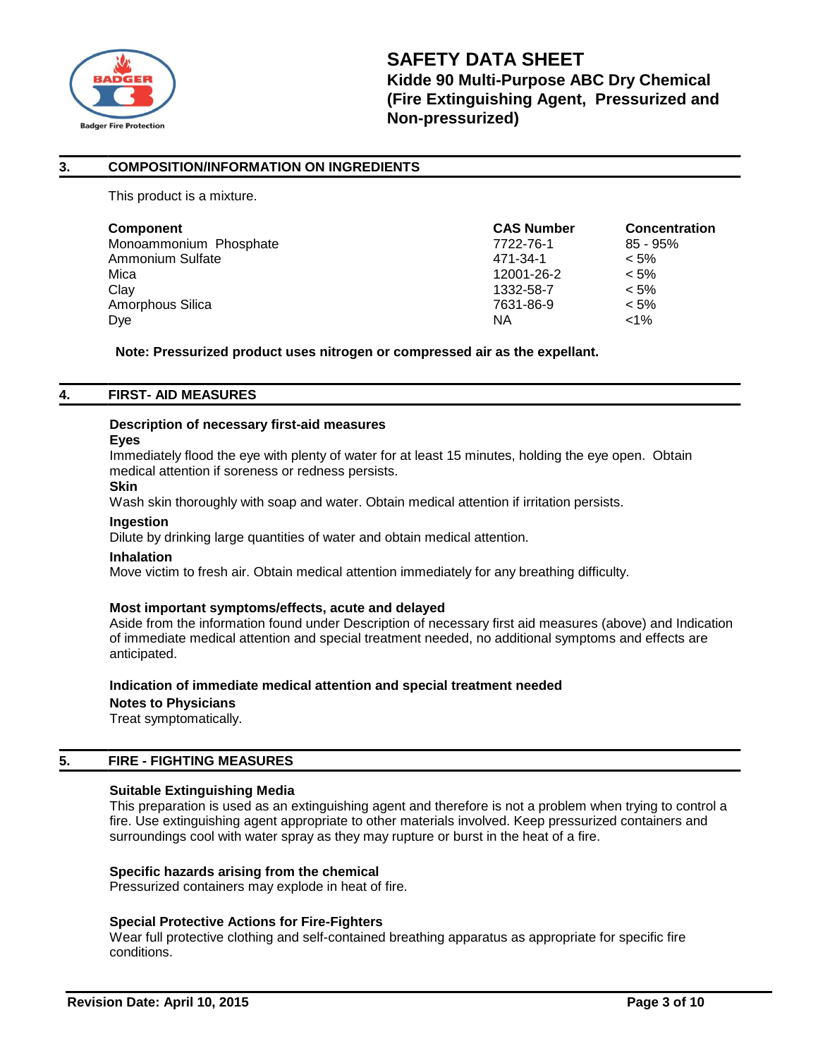## 3. COMPOSITION/INFORMATION ON INGREDIENTS

This product is a mixture.

| Component | CAS Number | Concentration |
|---|---|---|
| Monoammonium Phosphate | 7722-76-1 | 85 - 95% |
| Ammonium Sulfate | 471-34-1 | < 5% |
| Mica | 12001-26-2 | < 5% |
| Clay | 1332-58-7 | < 5% |
| Amorphous Silica | 7631-86-9 | < 5% |
| Dye | NA | <1% |

**Note: Pressurized product uses nitrogen or compressed air as the expellant.**

## 4. FIRST- AID MEASURES

### Description of necessary first-aid measures

**Eyes**

Immediately flood the eye with plenty of water for at least 15 minutes, holding the eye open. Obtain medical attention if soreness or redness persists.

**Skin**

Wash skin thoroughly with soap and water. Obtain medical attention if irritation persists.

**Ingestion**

Dilute by drinking large quantities of water and obtain medical attention.

**Inhalation**

Move victim to fresh air. Obtain medical attention immediately for any breathing difficulty.

### Most important symptoms/effects, acute and delayed

Aside from the information found under Description of necessary first aid measures (above) and Indication of immediate medical attention and special treatment needed, no additional symptoms and effects are anticipated.

### Indication of immediate medical attention and special treatment needed

**Notes to Physicians**

Treat symptomatically.

## 5. FIRE - FIGHTING MEASURES

### Suitable Extinguishing Media

This preparation is used as an extinguishing agent and therefore is not a problem when trying to control a fire. Use extinguishing agent appropriate to other materials involved. Keep pressurized containers and surroundings cool with water spray as they may rupture or burst in the heat of a fire.

### Specific hazards arising from the chemical

Pressurized containers may explode in heat of fire.

### Special Protective Actions for Fire-Fighters

Wear full protective clothing and self-contained breathing apparatus as appropriate for specific fire conditions.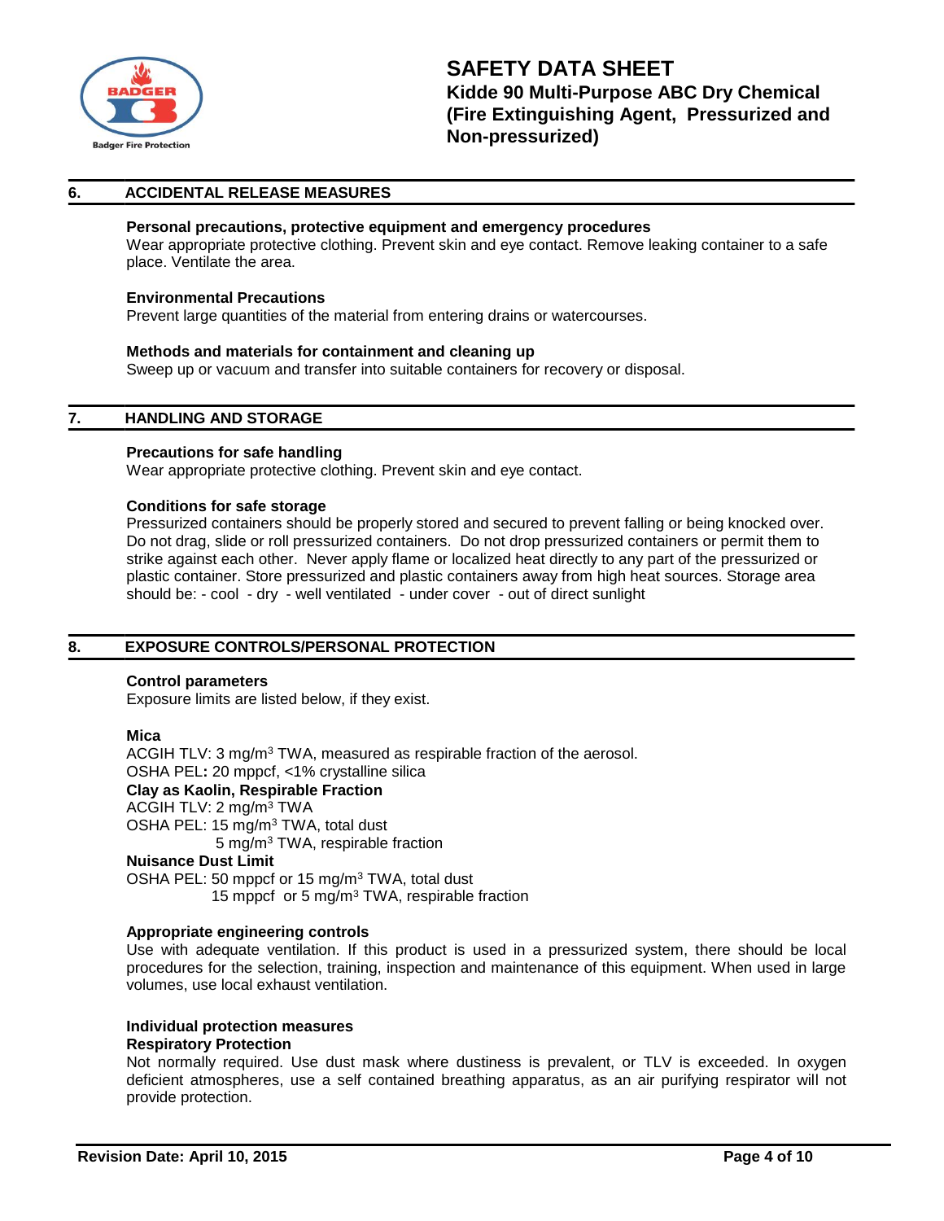## 6. ACCIDENTAL RELEASE MEASURES

**Personal precautions, protective equipment and emergency procedures**
Wear appropriate protective clothing. Prevent skin and eye contact. Remove leaking container to a safe place. Ventilate the area.

**Environmental Precautions**
Prevent large quantities of the material from entering drains or watercourses.

**Methods and materials for containment and cleaning up**
Sweep up or vacuum and transfer into suitable containers for recovery or disposal.

## 7. HANDLING AND STORAGE

**Precautions for safe handling**
Wear appropriate protective clothing. Prevent skin and eye contact.

**Conditions for safe storage**
Pressurized containers should be properly stored and secured to prevent falling or being knocked over. Do not drag, slide or roll pressurized containers. Do not drop pressurized containers or permit them to strike against each other. Never apply flame or localized heat directly to any part of the pressurized or plastic container. Store pressurized and plastic containers away from high heat sources. Storage area should be: - cool - dry - well ventilated - under cover - out of direct sunlight

## 8. EXPOSURE CONTROLS/PERSONAL PROTECTION

**Control parameters**
Exposure limits are listed below, if they exist.

**Mica**
ACGIH TLV: 3 mg/m$^3$ TWA, measured as respirable fraction of the aerosol.
OSHA PEL**:** 20 mppcf, <1% crystalline silica
**Clay as Kaolin, Respirable Fraction**
ACGIH TLV: 2 mg/m$^3$ TWA
OSHA PEL: 15 mg/m$^3$ TWA, total dust
5 mg/m$^3$ TWA, respirable fraction
**Nuisance Dust Limit**
OSHA PEL: 50 mppcf or 15 mg/m$^3$ TWA, total dust
15 mppcf or 5 mg/m$^3$ TWA, respirable fraction

**Appropriate engineering controls**
Use with adequate ventilation. If this product is used in a pressurized system, there should be local procedures for the selection, training, inspection and maintenance of this equipment. When used in large volumes, use local exhaust ventilation.

**Individual protection measures**
**Respiratory Protection**
Not normally required. Use dust mask where dustiness is prevalent, or TLV is exceeded. In oxygen deficient atmospheres, use a self contained breathing apparatus, as an air purifying respirator will not provide protection.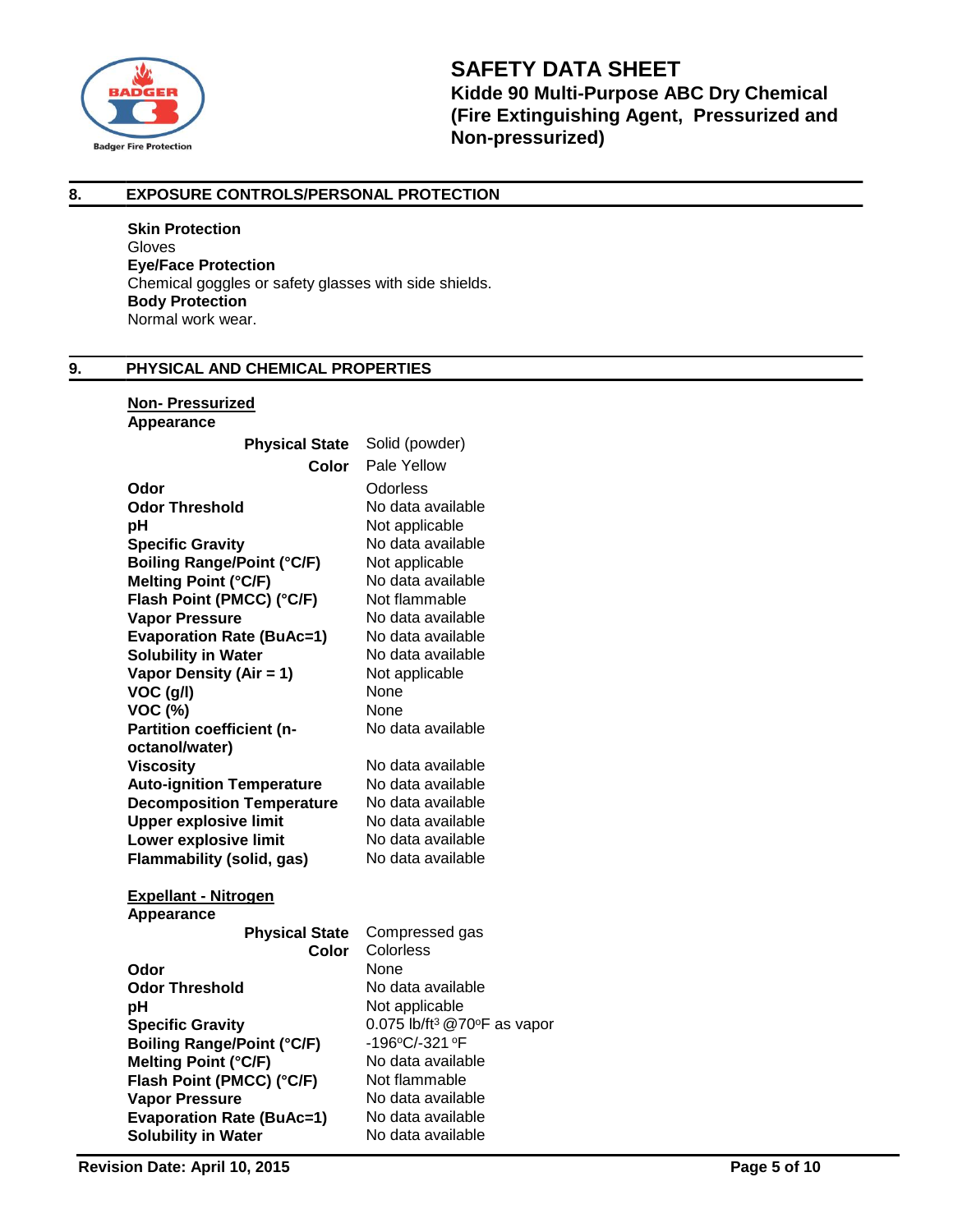## 8. EXPOSURE CONTROLS/PERSONAL PROTECTION

**Skin Protection**
Gloves
**Eye/Face Protection**
Chemical goggles or safety glasses with side shields.
**Body Protection**
Normal work wear.

## 9. PHYSICAL AND CHEMICAL PROPERTIES

**Non- Pressurized**

**Appearance**

| | |
|---|---|
| **Physical State** | Solid (powder) |
| **Color** | Pale Yellow |
| **Odor** | Odorless |
| **Odor Threshold** | No data available |
| **pH** | Not applicable |
| **Specific Gravity** | No data available |
| **Boiling Range/Point (°C/F)** | Not applicable |
| **Melting Point (°C/F)** | No data available |
| **Flash Point (PMCC) (°C/F)** | Not flammable |
| **Vapor Pressure** | No data available |
| **Evaporation Rate (BuAc=1)** | No data available |
| **Solubility in Water** | No data available |
| **Vapor Density (Air = 1)** | Not applicable |
| **VOC (g/l)** | None |
| **VOC (%)** | None |
| **Partition coefficient (n-octanol/water)** | No data available |
| **Viscosity** | No data available |
| **Auto-ignition Temperature** | No data available |
| **Decomposition Temperature** | No data available |
| **Upper explosive limit** | No data available |
| **Lower explosive limit** | No data available |
| **Flammability (solid, gas)** | No data available |

**Expellant - Nitrogen**

**Appearance**

| | |
|---|---|
| **Physical State** | Compressed gas |
| **Color** | Colorless |
| **Odor** | None |
| **Odor Threshold** | No data available |
| **pH** | Not applicable |
| **Specific Gravity** | 0.075 lb/ft$^3$ @70°F as vapor |
| **Boiling Range/Point (°C/F)** | -196°C/-321 °F |
| **Melting Point (°C/F)** | No data available |
| **Flash Point (PMCC) (°C/F)** | Not flammable |
| **Vapor Pressure** | No data available |
| **Evaporation Rate (BuAc=1)** | No data available |
| **Solubility in Water** | No data available |

Revision Date: April 10, 2015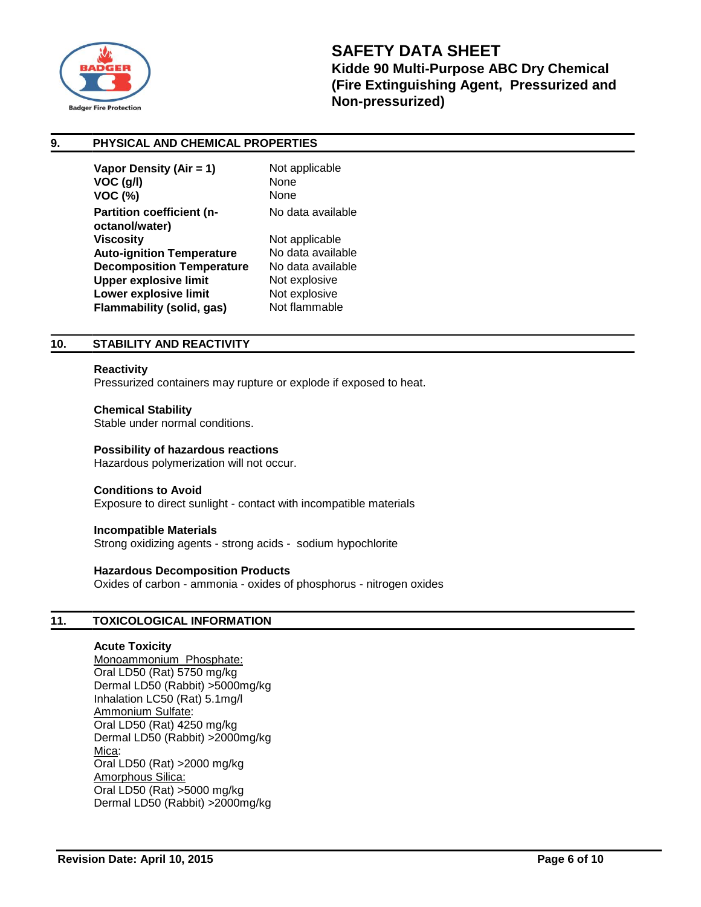## 9. PHYSICAL AND CHEMICAL PROPERTIES

| | |
|---|---|
| **Vapor Density (Air = 1)** | Not applicable |
| **VOC (g/l)** | None |
| **VOC (%)** | None |
| **Partition coefficient (n-octanol/water)** | No data available |
| **Viscosity** | Not applicable |
| **Auto-ignition Temperature** | No data available |
| **Decomposition Temperature** | No data available |
| **Upper explosive limit** | Not explosive |
| **Lower explosive limit** | Not explosive |
| **Flammability (solid, gas)** | Not flammable |

## 10. STABILITY AND REACTIVITY

**Reactivity**
Pressurized containers may rupture or explode if exposed to heat.

**Chemical Stability**
Stable under normal conditions.

**Possibility of hazardous reactions**
Hazardous polymerization will not occur.

**Conditions to Avoid**
Exposure to direct sunlight - contact with incompatible materials

**Incompatible Materials**
Strong oxidizing agents - strong acids - sodium hypochlorite

**Hazardous Decomposition Products**
Oxides of carbon - ammonia - oxides of phosphorus - nitrogen oxides

## 11. TOXICOLOGICAL INFORMATION

**Acute Toxicity**

Monoammonium Phosphate:
Oral LD50 (Rat) 5750 mg/kg
Dermal LD50 (Rabbit) >5000mg/kg
Inhalation LC50 (Rat) 5.1mg/l

Ammonium Sulfate:
Oral LD50 (Rat) 4250 mg/kg
Dermal LD50 (Rabbit) >2000mg/kg

Mica:
Oral LD50 (Rat) >2000 mg/kg

Amorphous Silica:
Oral LD50 (Rat) >5000 mg/kg
Dermal LD50 (Rabbit) >2000mg/kg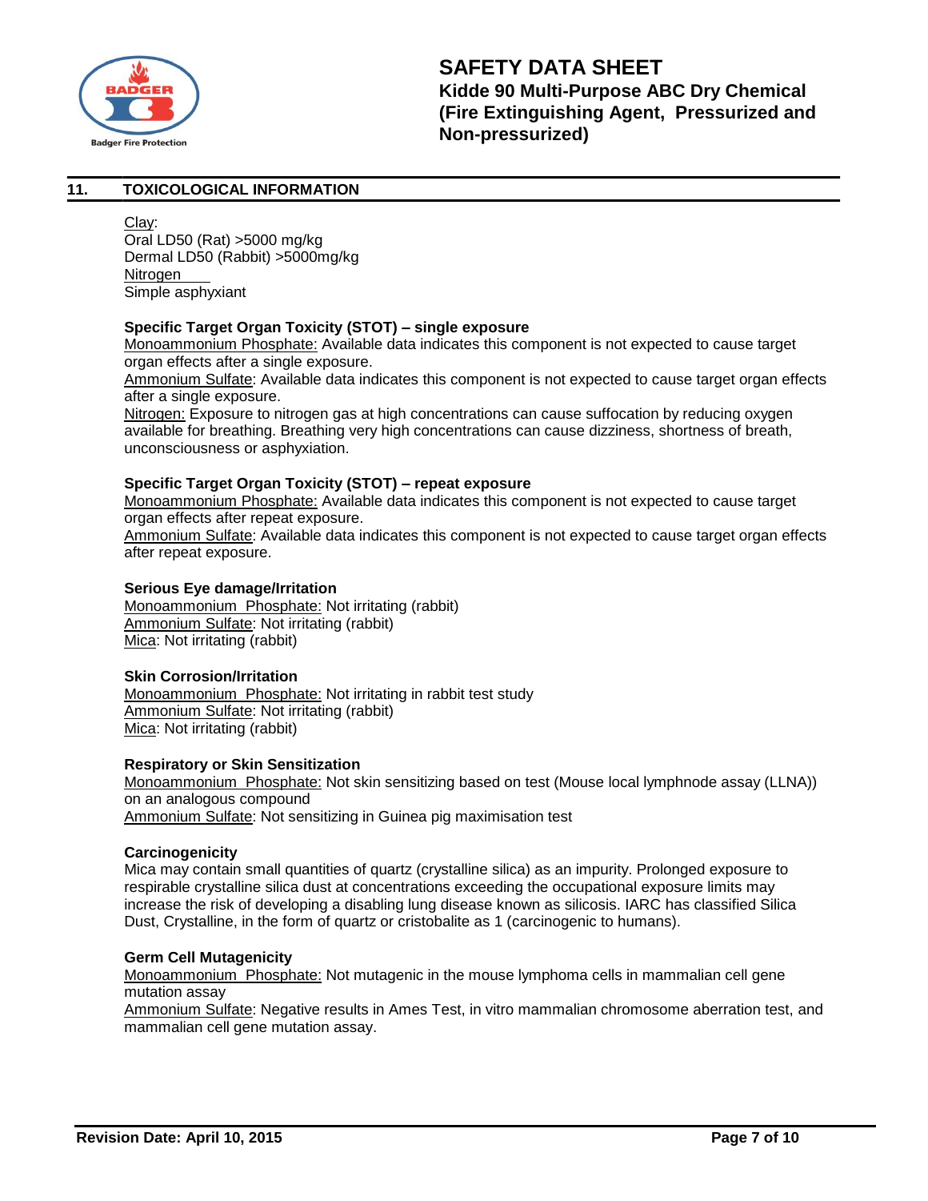## 11. TOXICOLOGICAL INFORMATION

Clay:
Oral LD50 (Rat) >5000 mg/kg
Dermal LD50 (Rabbit) >5000mg/kg
Nitrogen
Simple asphyxiant

**Specific Target Organ Toxicity (STOT) – single exposure**
Monoammonium Phosphate: Available data indicates this component is not expected to cause target organ effects after a single exposure.
Ammonium Sulfate: Available data indicates this component is not expected to cause target organ effects after a single exposure.
Nitrogen: Exposure to nitrogen gas at high concentrations can cause suffocation by reducing oxygen available for breathing. Breathing very high concentrations can cause dizziness, shortness of breath, unconsciousness or asphyxiation.

**Specific Target Organ Toxicity (STOT) – repeat exposure**
Monoammonium Phosphate: Available data indicates this component is not expected to cause target organ effects after repeat exposure.
Ammonium Sulfate: Available data indicates this component is not expected to cause target organ effects after repeat exposure.

**Serious Eye damage/Irritation**
Monoammonium Phosphate: Not irritating (rabbit)
Ammonium Sulfate: Not irritating (rabbit)
Mica: Not irritating (rabbit)

**Skin Corrosion/Irritation**
Monoammonium Phosphate: Not irritating in rabbit test study
Ammonium Sulfate: Not irritating (rabbit)
Mica: Not irritating (rabbit)

**Respiratory or Skin Sensitization**
Monoammonium Phosphate: Not skin sensitizing based on test (Mouse local lymphnode assay (LLNA)) on an analogous compound
Ammonium Sulfate: Not sensitizing in Guinea pig maximisation test

**Carcinogenicity**
Mica may contain small quantities of quartz (crystalline silica) as an impurity. Prolonged exposure to respirable crystalline silica dust at concentrations exceeding the occupational exposure limits may increase the risk of developing a disabling lung disease known as silicosis. IARC has classified Silica Dust, Crystalline, in the form of quartz or cristobalite as 1 (carcinogenic to humans).

**Germ Cell Mutagenicity**
Monoammonium Phosphate: Not mutagenic in the mouse lymphoma cells in mammalian cell gene mutation assay
Ammonium Sulfate: Negative results in Ames Test, in vitro mammalian chromosome aberration test, and mammalian cell gene mutation assay.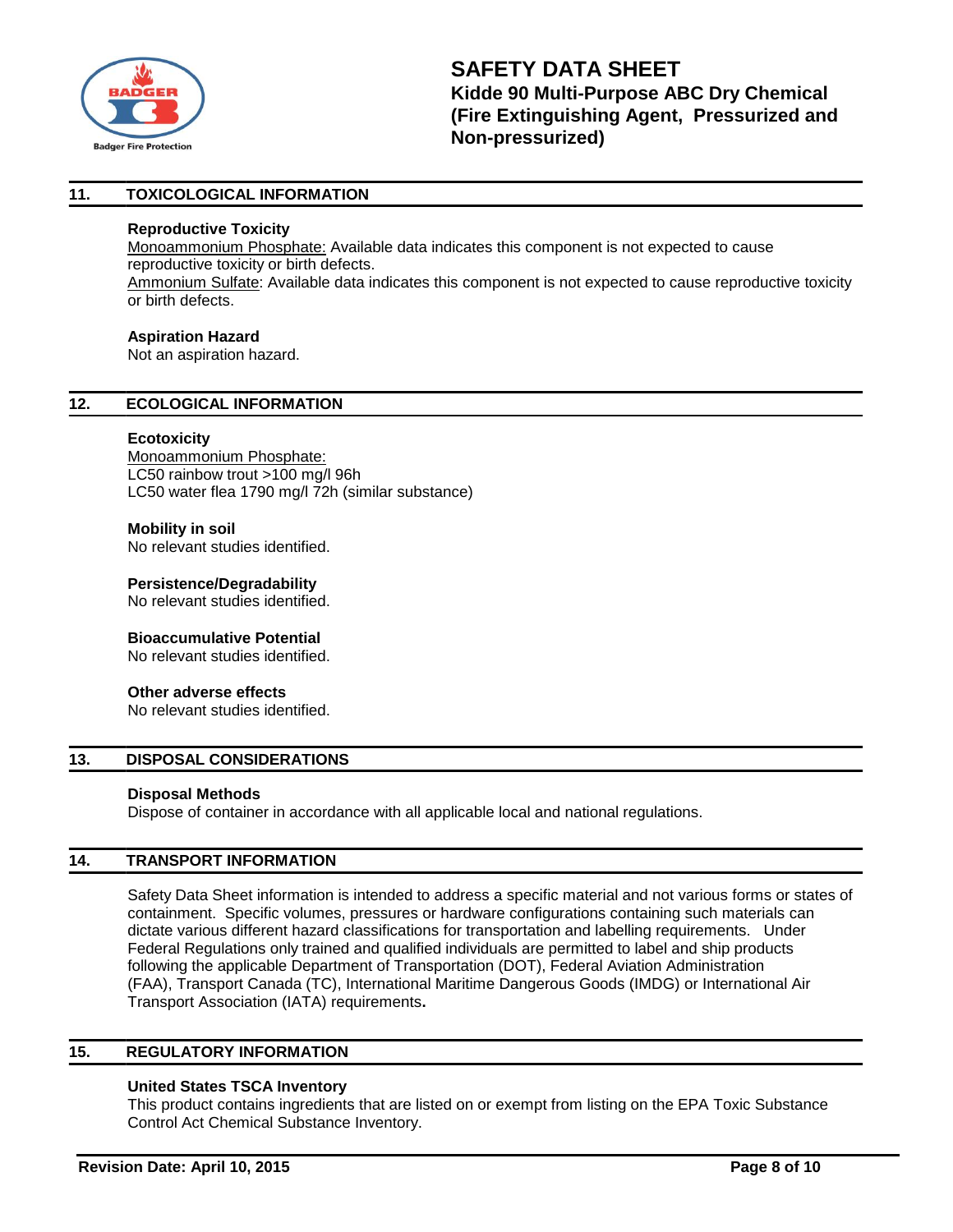## 11. TOXICOLOGICAL INFORMATION

### Reproductive Toxicity

Monoammonium Phosphate: Available data indicates this component is not expected to cause reproductive toxicity or birth defects.

Ammonium Sulfate: Available data indicates this component is not expected to cause reproductive toxicity or birth defects.

### Aspiration Hazard

Not an aspiration hazard.

## 12. ECOLOGICAL INFORMATION

### Ecotoxicity

Monoammonium Phosphate:
LC50 rainbow trout >100 mg/l 96h
LC50 water flea 1790 mg/l 72h (similar substance)

### Mobility in soil

No relevant studies identified.

### Persistence/Degradability

No relevant studies identified.

### Bioaccumulative Potential

No relevant studies identified.

### Other adverse effects

No relevant studies identified.

## 13. DISPOSAL CONSIDERATIONS

### Disposal Methods

Dispose of container in accordance with all applicable local and national regulations.

## 14. TRANSPORT INFORMATION

Safety Data Sheet information is intended to address a specific material and not various forms or states of containment. Specific volumes, pressures or hardware configurations containing such materials can dictate various different hazard classifications for transportation and labelling requirements. Under Federal Regulations only trained and qualified individuals are permitted to label and ship products following the applicable Department of Transportation (DOT), Federal Aviation Administration (FAA), Transport Canada (TC), International Maritime Dangerous Goods (IMDG) or International Air Transport Association (IATA) requirements.

## 15. REGULATORY INFORMATION

### United States TSCA Inventory

This product contains ingredients that are listed on or exempt from listing on the EPA Toxic Substance Control Act Chemical Substance Inventory.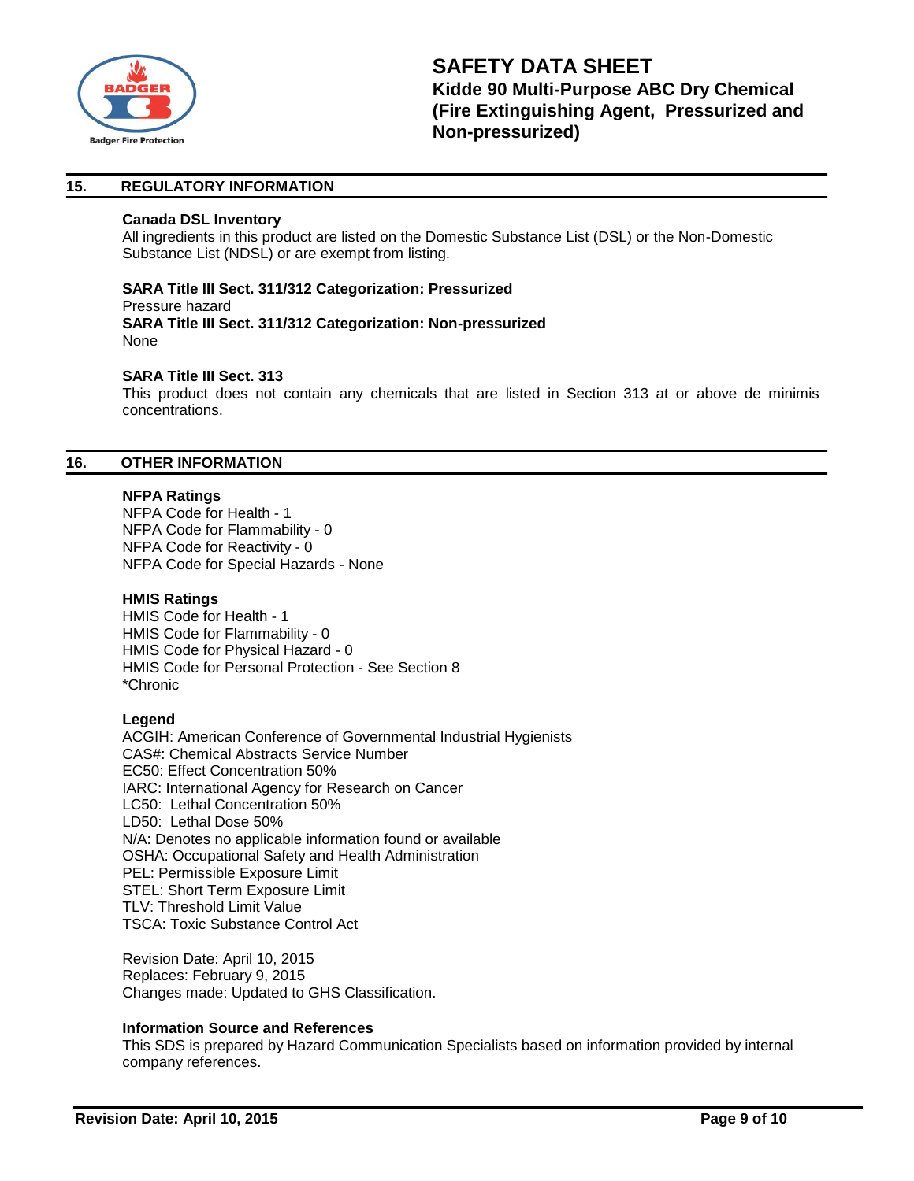## 15. REGULATORY INFORMATION

**Canada DSL Inventory**
All ingredients in this product are listed on the Domestic Substance List (DSL) or the Non-Domestic Substance List (NDSL) or are exempt from listing.

**SARA Title III Sect. 311/312 Categorization: Pressurized**
Pressure hazard
**SARA Title III Sect. 311/312 Categorization: Non-pressurized**
None

**SARA Title III Sect. 313**
This product does not contain any chemicals that are listed in Section 313 at or above de minimis concentrations.

## 16. OTHER INFORMATION

**NFPA Ratings**
NFPA Code for Health - 1
NFPA Code for Flammability - 0
NFPA Code for Reactivity - 0
NFPA Code for Special Hazards - None

**HMIS Ratings**
HMIS Code for Health - 1
HMIS Code for Flammability - 0
HMIS Code for Physical Hazard - 0
HMIS Code for Personal Protection - See Section 8
*Chronic

**Legend**
ACGIH: American Conference of Governmental Industrial Hygienists
CAS#: Chemical Abstracts Service Number
EC50: Effect Concentration 50%
IARC: International Agency for Research on Cancer
LC50: Lethal Concentration 50%
LD50: Lethal Dose 50%
N/A: Denotes no applicable information found or available
OSHA: Occupational Safety and Health Administration
PEL: Permissible Exposure Limit
STEL: Short Term Exposure Limit
TLV: Threshold Limit Value
TSCA: Toxic Substance Control Act

Revision Date: April 10, 2015
Replaces: February 9, 2015
Changes made: Updated to GHS Classification.

**Information Source and References**
This SDS is prepared by Hazard Communication Specialists based on information provided by internal company references.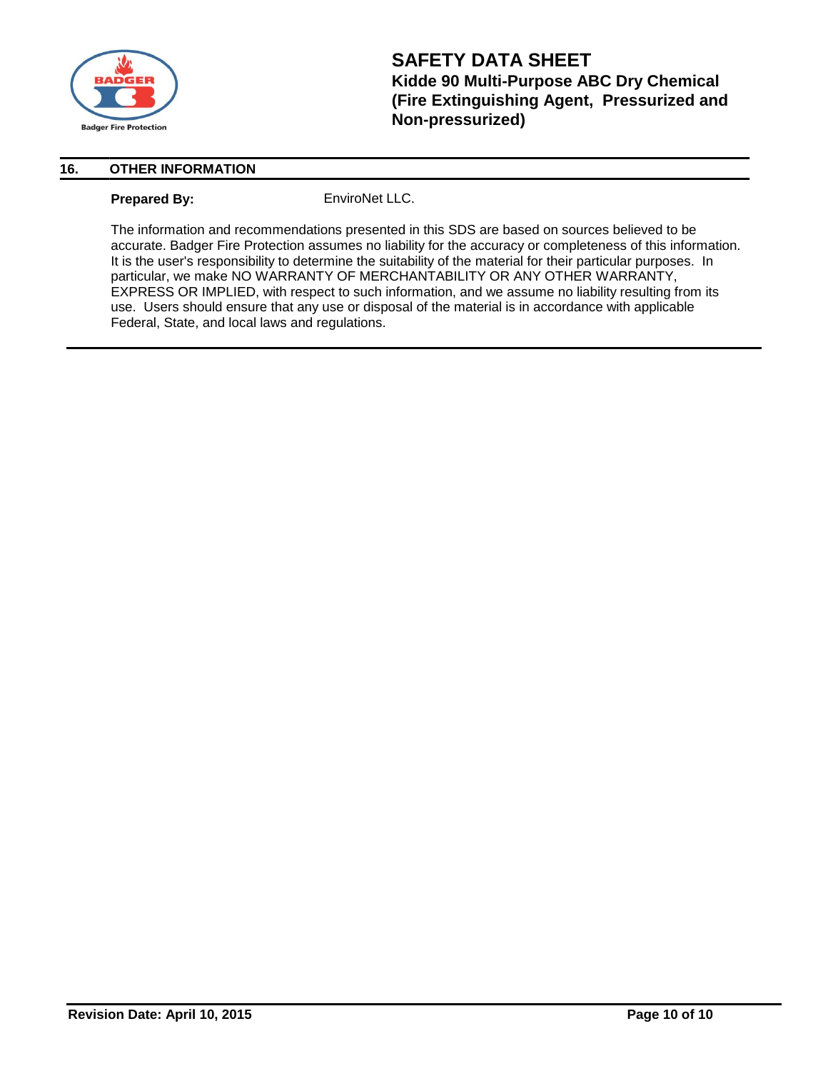## 16. OTHER INFORMATION

**Prepared By:** EnviroNet LLC.

The information and recommendations presented in this SDS are based on sources believed to be accurate. Badger Fire Protection assumes no liability for the accuracy or completeness of this information. It is the user's responsibility to determine the suitability of the material for their particular purposes. In particular, we make NO WARRANTY OF MERCHANTABILITY OR ANY OTHER WARRANTY, EXPRESS OR IMPLIED, with respect to such information, and we assume no liability resulting from its use. Users should ensure that any use or disposal of the material is in accordance with applicable Federal, State, and local laws and regulations.